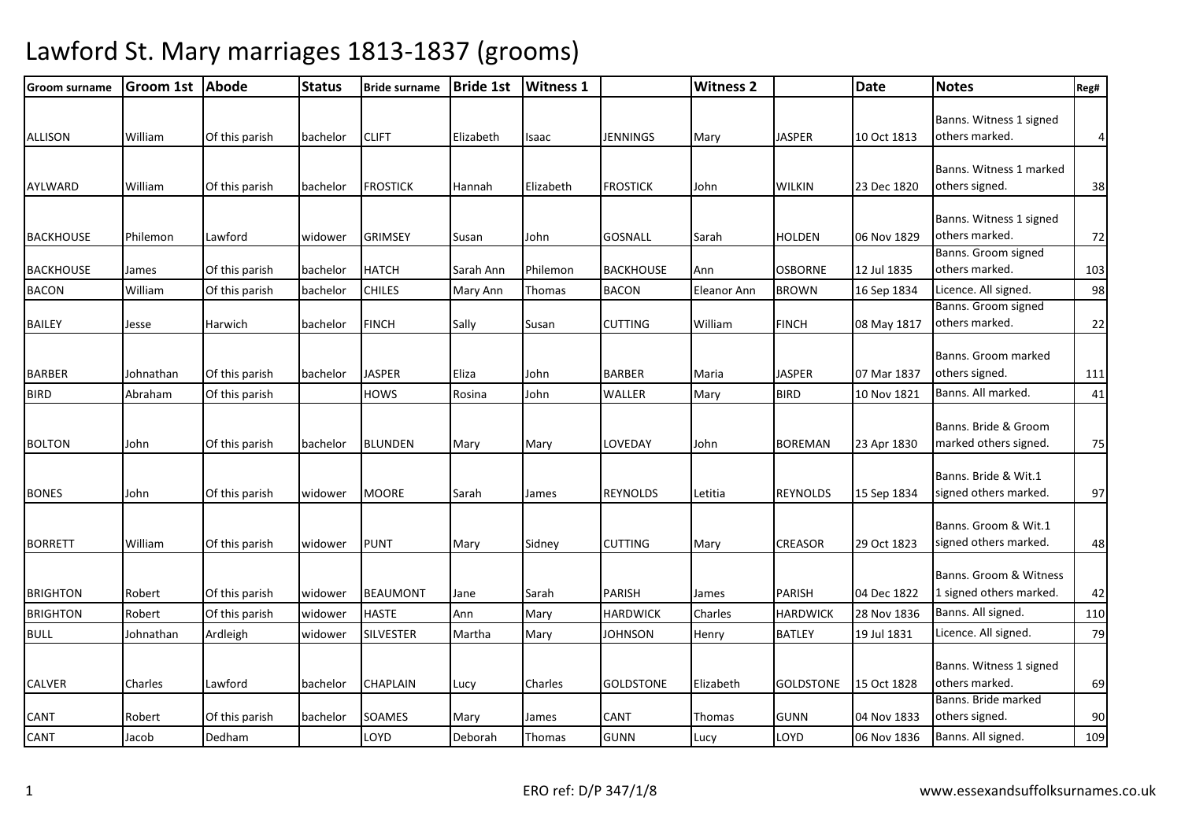# Lawford St. Mary marriages 1813-1837 (grooms)

| Groom surname | Groom 1st | Abode | Status | Bride surname | Bride 1st | Witness 1 | | Witness 2 | | Date | Notes | Reg# |
|---|---|---|---|---|---|---|---|---|---|---|---|---|
| ALLISON | William | Of this parish | bachelor | CLIFT | Elizabeth | Isaac | JENNINGS | Mary | JASPER | 10 Oct 1813 | Banns. Witness 1 signed others marked. | 4 |
| AYLWARD | William | Of this parish | bachelor | FROSTICK | Hannah | Elizabeth | FROSTICK | John | WILKIN | 23 Dec 1820 | Banns. Witness 1 marked others signed. | 38 |
| BACKHOUSE | Philemon | Lawford | widower | GRIMSEY | Susan | John | GOSNALL | Sarah | HOLDEN | 06 Nov 1829 | Banns. Witness 1 signed others marked. | 72 |
| BACKHOUSE | James | Of this parish | bachelor | HATCH | Sarah Ann | Philemon | BACKHOUSE | Ann | OSBORNE | 12 Jul 1835 | Banns. Groom signed others marked. | 103 |
| BACON | William | Of this parish | bachelor | CHILES | Mary Ann | Thomas | BACON | Eleanor Ann | BROWN | 16 Sep 1834 | Licence. All signed. | 98 |
| BAILEY | Jesse | Harwich | bachelor | FINCH | Sally | Susan | CUTTING | William | FINCH | 08 May 1817 | Banns. Groom signed others marked. | 22 |
| BARBER | Johnathan | Of this parish | bachelor | JASPER | Eliza | John | BARBER | Maria | JASPER | 07 Mar 1837 | Banns. Groom marked others signed. | 111 |
| BIRD | Abraham | Of this parish | | HOWS | Rosina | John | WALLER | Mary | BIRD | 10 Nov 1821 | Banns. All marked. | 41 |
| BOLTON | John | Of this parish | bachelor | BLUNDEN | Mary | Mary | LOVEDAY | John | BOREMAN | 23 Apr 1830 | Banns. Bride & Groom marked others signed. | 75 |
| BONES | John | Of this parish | widower | MOORE | Sarah | James | REYNOLDS | Letitia | REYNOLDS | 15 Sep 1834 | Banns. Bride & Wit.1 signed others marked. | 97 |
| BORRETT | William | Of this parish | widower | PUNT | Mary | Sidney | CUTTING | Mary | CREASOR | 29 Oct 1823 | Banns. Groom & Wit.1 signed others marked. | 48 |
| BRIGHTON | Robert | Of this parish | widower | BEAUMONT | Jane | Sarah | PARISH | James | PARISH | 04 Dec 1822 | Banns. Groom & Witness 1 signed others marked. | 42 |
| BRIGHTON | Robert | Of this parish | widower | HASTE | Ann | Mary | HARDWICK | Charles | HARDWICK | 28 Nov 1836 | Banns. All signed. | 110 |
| BULL | Johnathan | Ardleigh | widower | SILVESTER | Martha | Mary | JOHNSON | Henry | BATLEY | 19 Jul 1831 | Licence. All signed. | 79 |
| CALVER | Charles | Lawford | bachelor | CHAPLAIN | Lucy | Charles | GOLDSTONE | Elizabeth | GOLDSTONE | 15 Oct 1828 | Banns. Witness 1 signed others marked. | 69 |
| CANT | Robert | Of this parish | bachelor | SOAMES | Mary | James | CANT | Thomas | GUNN | 04 Nov 1833 | Banns. Bride marked others signed. | 90 |
| CANT | Jacob | Dedham | | LOYD | Deborah | Thomas | GUNN | Lucy | LOYD | 06 Nov 1836 | Banns. All signed. | 109 |

ERO ref: D/P 347/1/8

www.essexandsuffolksurnames.co.uk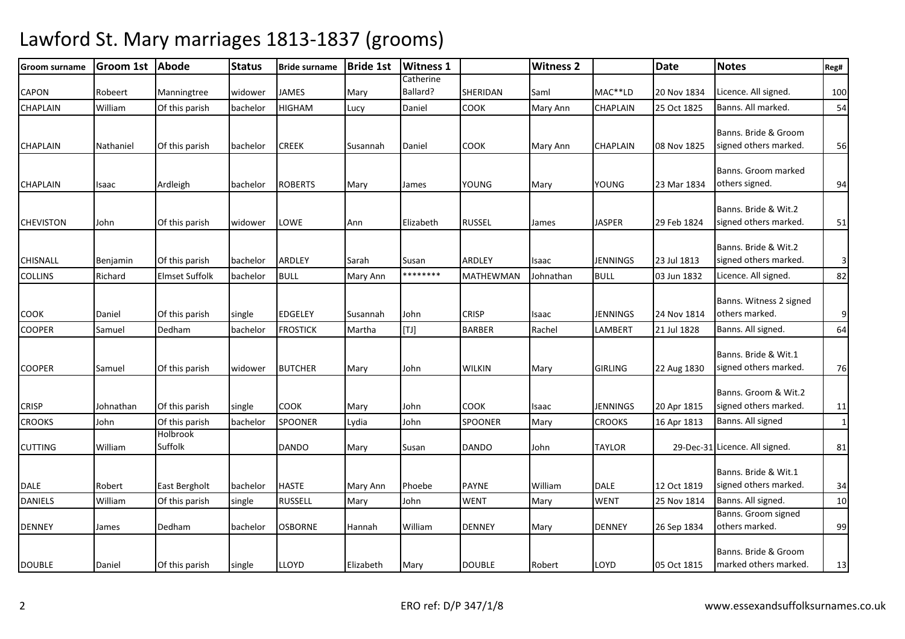# Lawford St. Mary marriages 1813-1837 (grooms)

| Groom surname | Groom 1st | Abode | Status | Bride surname | Bride 1st | Witness 1 | | Witness 2 | | Date | Notes | Reg# |
|---|---|---|---|---|---|---|---|---|---|---|---|---|
| CAPON | Robeert | Manningtree | widower | JAMES | Mary | Catherine Ballard? | SHERIDAN | Saml | MAC**LD | 20 Nov 1834 | Licence. All signed. | 100 |
| CHAPLAIN | William | Of this parish | bachelor | HIGHAM | Lucy | Daniel | COOK | Mary Ann | CHAPLAIN | 25 Oct 1825 | Banns. All marked. | 54 |
| CHAPLAIN | Nathaniel | Of this parish | bachelor | CREEK | Susannah | Daniel | COOK | Mary Ann | CHAPLAIN | 08 Nov 1825 | Banns. Bride & Groom signed others marked. | 56 |
| CHAPLAIN | Isaac | Ardleigh | bachelor | ROBERTS | Mary | James | YOUNG | Mary | YOUNG | 23 Mar 1834 | Banns. Groom marked others signed. | 94 |
| CHEVISTON | John | Of this parish | widower | LOWE | Ann | Elizabeth | RUSSEL | James | JASPER | 29 Feb 1824 | Banns. Bride & Wit.2 signed others marked. | 51 |
| CHISNALL | Benjamin | Of this parish | bachelor | ARDLEY | Sarah | Susan | ARDLEY | Isaac | JENNINGS | 23 Jul 1813 | Banns. Bride & Wit.2 signed others marked. | 3 |
| COLLINS | Richard | Elmset Suffolk | bachelor | BULL | Mary Ann | ******** | MATHEWMAN | Johnathan | BULL | 03 Jun 1832 | Licence. All signed. | 82 |
| COOK | Daniel | Of this parish | single | EDGELEY | Susannah | John | CRISP | Isaac | JENNINGS | 24 Nov 1814 | Banns. Witness 2 signed others marked. | 9 |
| COOPER | Samuel | Dedham | bachelor | FROSTICK | Martha | [TJ] | BARBER | Rachel | LAMBERT | 21 Jul 1828 | Banns. All signed. | 64 |
| COOPER | Samuel | Of this parish | widower | BUTCHER | Mary | John | WILKIN | Mary | GIRLING | 22 Aug 1830 | Banns. Bride & Wit.1 signed others marked. | 76 |
| CRISP | Johnathan | Of this parish | single | COOK | Mary | John | COOK | Isaac | JENNINGS | 20 Apr 1815 | Banns. Groom & Wit.2 signed others marked. | 11 |
| CROOKS | John | Of this parish | bachelor | SPOONER | Lydia | John | SPOONER | Mary | CROOKS | 16 Apr 1813 | Banns. All signed | 1 |
| CUTTING | William | Holbrook Suffolk | | DANDO | Mary | Susan | DANDO | John | TAYLOR | 29-Dec-31 | Licence. All signed. | 81 |
| DALE | Robert | East Bergholt | bachelor | HASTE | Mary Ann | Phoebe | PAYNE | William | DALE | 12 Oct 1819 | Banns. Bride & Wit.1 signed others marked. | 34 |
| DANIELS | William | Of this parish | single | RUSSELL | Mary | John | WENT | Mary | WENT | 25 Nov 1814 | Banns. All signed. | 10 |
| DENNEY | James | Dedham | bachelor | OSBORNE | Hannah | William | DENNEY | Mary | DENNEY | 26 Sep 1834 | Banns. Groom signed others marked. | 99 |
| DOUBLE | Daniel | Of this parish | single | LLOYD | Elizabeth | Mary | DOUBLE | Robert | LOYD | 05 Oct 1815 | Banns. Bride & Groom marked others marked. | 13 |

ERO ref: D/P 347/1/8

www.essexandsuffolksurnames.co.uk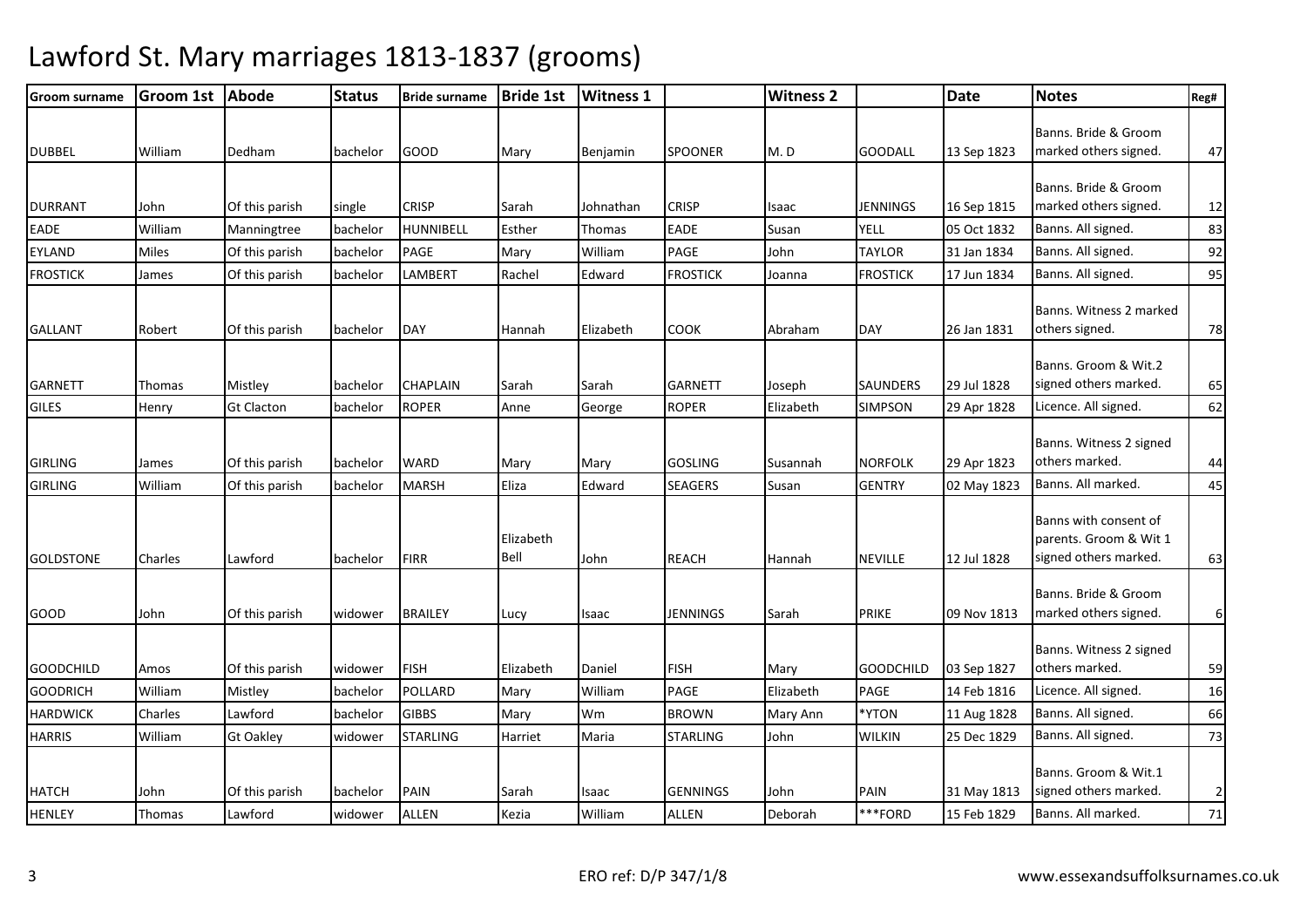# Lawford St. Mary marriages 1813-1837 (grooms)

| Groom surname | Groom 1st | Abode | Status | Bride surname | Bride 1st | Witness 1 | | Witness 2 | | Date | Notes | Reg# |
|---|---|---|---|---|---|---|---|---|---|---|---|---|
| DUBBEL | William | Dedham | bachelor | GOOD | Mary | Benjamin | SPOONER | M. D | GOODALL | 13 Sep 1823 | Banns. Bride & Groom marked others signed. | 47 |
| DURRANT | John | Of this parish | single | CRISP | Sarah | Johnathan | CRISP | Isaac | JENNINGS | 16 Sep 1815 | Banns. Bride & Groom marked others signed. | 12 |
| EADE | William | Manningtree | bachelor | HUNNIBELL | Esther | Thomas | EADE | Susan | YELL | 05 Oct 1832 | Banns. All signed. | 83 |
| EYLAND | Miles | Of this parish | bachelor | PAGE | Mary | William | PAGE | John | TAYLOR | 31 Jan 1834 | Banns. All signed. | 92 |
| FROSTICK | James | Of this parish | bachelor | LAMBERT | Rachel | Edward | FROSTICK | Joanna | FROSTICK | 17 Jun 1834 | Banns. All signed. | 95 |
| GALLANT | Robert | Of this parish | bachelor | DAY | Hannah | Elizabeth | COOK | Abraham | DAY | 26 Jan 1831 | Banns. Witness 2 marked others signed. | 78 |
| GARNETT | Thomas | Mistley | bachelor | CHAPLAIN | Sarah | Sarah | GARNETT | Joseph | SAUNDERS | 29 Jul 1828 | Banns. Groom & Wit.2 signed others marked. | 65 |
| GILES | Henry | Gt Clacton | bachelor | ROPER | Anne | George | ROPER | Elizabeth | SIMPSON | 29 Apr 1828 | Licence. All signed. | 62 |
| GIRLING | James | Of this parish | bachelor | WARD | Mary | Mary | GOSLING | Susannah | NORFOLK | 29 Apr 1823 | Banns. Witness 2 signed others marked. | 44 |
| GIRLING | William | Of this parish | bachelor | MARSH | Eliza | Edward | SEAGERS | Susan | GENTRY | 02 May 1823 | Banns. All marked. | 45 |
| GOLDSTONE | Charles | Lawford | bachelor | FIRR | Elizabeth Bell | John | REACH | Hannah | NEVILLE | 12 Jul 1828 | Banns with consent of parents. Groom & Wit 1 signed others marked. | 63 |
| GOOD | John | Of this parish | widower | BRAILEY | Lucy | Isaac | JENNINGS | Sarah | PRIKE | 09 Nov 1813 | Banns. Bride & Groom marked others signed. | 6 |
| GOODCHILD | Amos | Of this parish | widower | FISH | Elizabeth | Daniel | FISH | Mary | GOODCHILD | 03 Sep 1827 | Banns. Witness 2 signed others marked. | 59 |
| GOODRICH | William | Mistley | bachelor | POLLARD | Mary | William | PAGE | Elizabeth | PAGE | 14 Feb 1816 | Licence. All signed. | 16 |
| HARDWICK | Charles | Lawford | bachelor | GIBBS | Mary | Wm | BROWN | Mary Ann | *YTON | 11 Aug 1828 | Banns. All signed. | 66 |
| HARRIS | William | Gt Oakley | widower | STARLING | Harriet | Maria | STARLING | John | WILKIN | 25 Dec 1829 | Banns. All signed. | 73 |
| HATCH | John | Of this parish | bachelor | PAIN | Sarah | Isaac | GENNINGS | John | PAIN | 31 May 1813 | Banns. Groom & Wit.1 signed others marked. | 2 |
| HENLEY | Thomas | Lawford | widower | ALLEN | Kezia | William | ALLEN | Deborah | ***FORD | 15 Feb 1829 | Banns. All marked. | 71 |

ERO ref: D/P 347/1/8

www.essexandsuffolksurnames.co.uk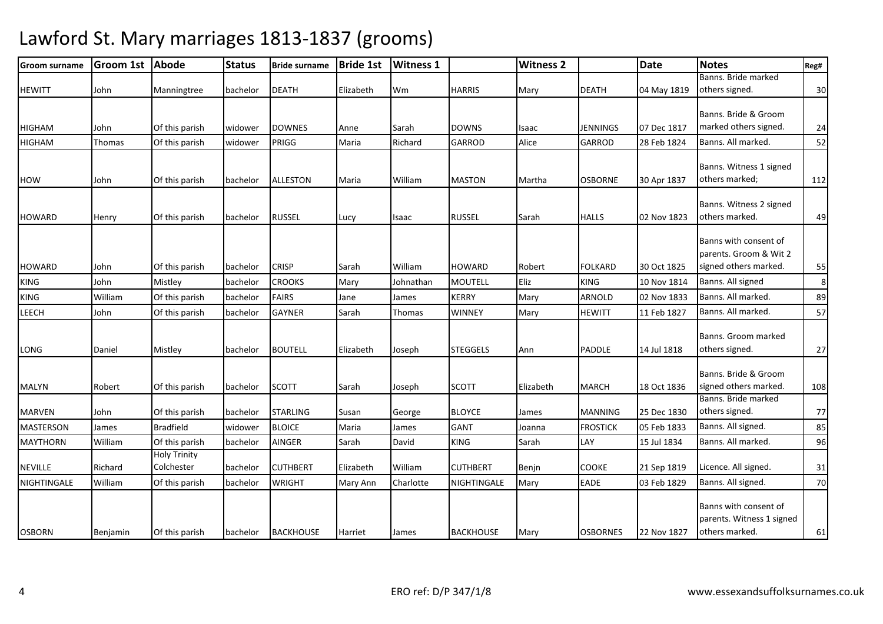# Lawford St. Mary marriages 1813-1837 (grooms)

| Groom surname | Groom 1st | Abode | Status | Bride surname | Bride 1st | Witness 1 | | Witness 2 | | Date | Notes | Reg# |
|---|---|---|---|---|---|---|---|---|---|---|---|---|
| HEWITT | John | Manningtree | bachelor | DEATH | Elizabeth | Wm | HARRIS | Mary | DEATH | 04 May 1819 | Banns. Bride marked others signed. | 30 |
| HIGHAM | John | Of this parish | widower | DOWNES | Anne | Sarah | DOWNS | Isaac | JENNINGS | 07 Dec 1817 | Banns. Bride & Groom marked others signed. | 24 |
| HIGHAM | Thomas | Of this parish | widower | PRIGG | Maria | Richard | GARROD | Alice | GARROD | 28 Feb 1824 | Banns. All marked. | 52 |
| HOW | John | Of this parish | bachelor | ALLESTON | Maria | William | MASTON | Martha | OSBORNE | 30 Apr 1837 | Banns. Witness 1 signed others marked; | 112 |
| HOWARD | Henry | Of this parish | bachelor | RUSSEL | Lucy | Isaac | RUSSEL | Sarah | HALLS | 02 Nov 1823 | Banns. Witness 2 signed others marked. | 49 |
| HOWARD | John | Of this parish | bachelor | CRISP | Sarah | William | HOWARD | Robert | FOLKARD | 30 Oct 1825 | Banns with consent of parents. Groom & Wit 2 signed others marked. | 55 |
| KING | John | Mistley | bachelor | CROOKS | Mary | Johnathan | MOUTELL | Eliz | KING | 10 Nov 1814 | Banns. All signed | 8 |
| KING | William | Of this parish | bachelor | FAIRS | Jane | James | KERRY | Mary | ARNOLD | 02 Nov 1833 | Banns. All marked. | 89 |
| LEECH | John | Of this parish | bachelor | GAYNER | Sarah | Thomas | WINNEY | Mary | HEWITT | 11 Feb 1827 | Banns. All marked. | 57 |
| LONG | Daniel | Mistley | bachelor | BOUTELL | Elizabeth | Joseph | STEGGELS | Ann | PADDLE | 14 Jul 1818 | Banns. Groom marked others signed. | 27 |
| MALYN | Robert | Of this parish | bachelor | SCOTT | Sarah | Joseph | SCOTT | Elizabeth | MARCH | 18 Oct 1836 | Banns. Bride & Groom signed others marked. | 108 |
| MARVEN | John | Of this parish | bachelor | STARLING | Susan | George | BLOYCE | James | MANNING | 25 Dec 1830 | Banns. Bride marked others signed. | 77 |
| MASTERSON | James | Bradfield | widower | BLOICE | Maria | James | GANT | Joanna | FROSTICK | 05 Feb 1833 | Banns. All signed. | 85 |
| MAYTHORN | William | Of this parish | bachelor | AINGER | Sarah | David | KING | Sarah | LAY | 15 Jul 1834 | Banns. All marked. | 96 |
| NEVILLE | Richard | Holy Trinity Colchester | bachelor | CUTHBERT | Elizabeth | William | CUTHBERT | Benjn | COOKE | 21 Sep 1819 | Licence. All signed. | 31 |
| NIGHTINGALE | William | Of this parish | bachelor | WRIGHT | Mary Ann | Charlotte | NIGHTINGALE | Mary | EADE | 03 Feb 1829 | Banns. All signed. | 70 |
| OSBORN | Benjamin | Of this parish | bachelor | BACKHOUSE | Harriet | James | BACKHOUSE | Mary | OSBORNES | 22 Nov 1827 | Banns with consent of parents. Witness 1 signed others marked. | 61 |

ERO ref: D/P 347/1/8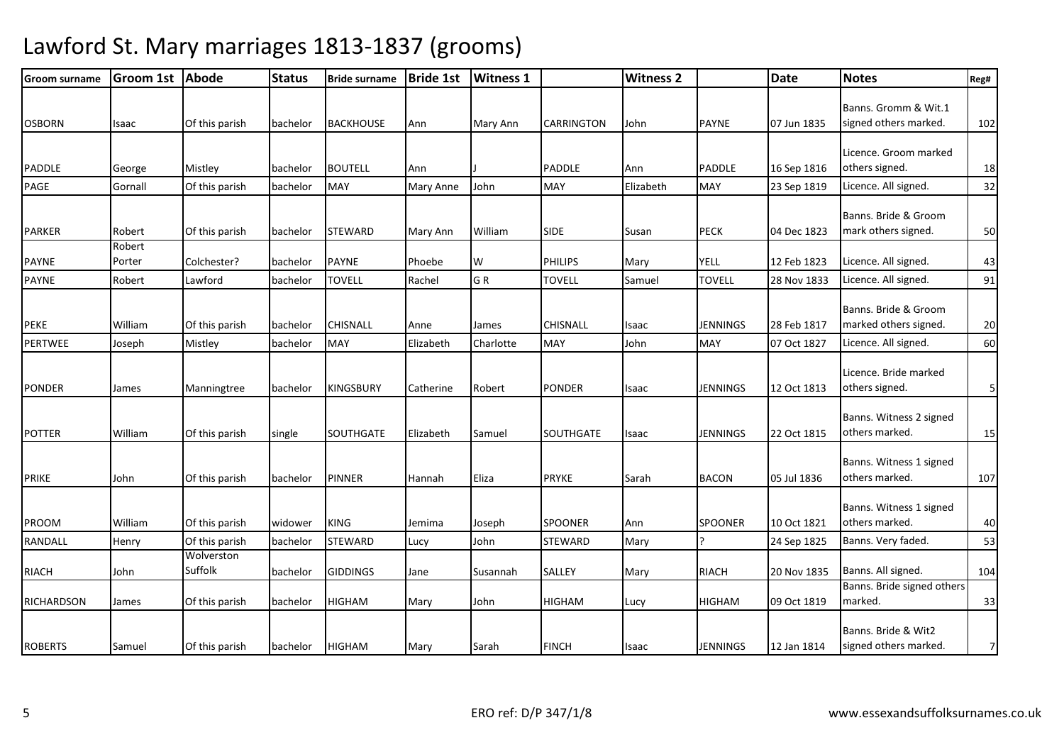# Lawford St. Mary marriages 1813-1837 (grooms)

| Groom surname | Groom 1st | Abode | Status | Bride surname | Bride 1st | Witness 1 | | Witness 2 | | Date | Notes | Reg# |
|---|---|---|---|---|---|---|---|---|---|---|---|---|
| OSBORN | Isaac | Of this parish | bachelor | BACKHOUSE | Ann | Mary Ann | CARRINGTON | John | PAYNE | 07 Jun 1835 | Banns. Gromm & Wit.1 signed others marked. | 102 |
| PADDLE | George | Mistley | bachelor | BOUTELL | Ann | J | PADDLE | Ann | PADDLE | 16 Sep 1816 | Licence. Groom marked others signed. | 18 |
| PAGE | Gornall | Of this parish | bachelor | MAY | Mary Anne | John | MAY | Elizabeth | MAY | 23 Sep 1819 | Licence. All signed. | 32 |
| PARKER | Robert | Of this parish | bachelor | STEWARD | Mary Ann | William | SIDE | Susan | PECK | 04 Dec 1823 | Banns. Bride & Groom mark others signed. | 50 |
| PAYNE | Robert Porter | Colchester? | bachelor | PAYNE | Phoebe | W | PHILIPS | Mary | YELL | 12 Feb 1823 | Licence. All signed. | 43 |
| PAYNE | Robert | Lawford | bachelor | TOVELL | Rachel | G R | TOVELL | Samuel | TOVELL | 28 Nov 1833 | Licence. All signed. | 91 |
| PEKE | William | Of this parish | bachelor | CHISNALL | Anne | James | CHISNALL | Isaac | JENNINGS | 28 Feb 1817 | Banns. Bride & Groom marked others signed. | 20 |
| PERTWEE | Joseph | Mistley | bachelor | MAY | Elizabeth | Charlotte | MAY | John | MAY | 07 Oct 1827 | Licence. All signed. | 60 |
| PONDER | James | Manningtree | bachelor | KINGSBURY | Catherine | Robert | PONDER | Isaac | JENNINGS | 12 Oct 1813 | Licence. Bride marked others signed. | 5 |
| POTTER | William | Of this parish | single | SOUTHGATE | Elizabeth | Samuel | SOUTHGATE | Isaac | JENNINGS | 22 Oct 1815 | Banns. Witness 2 signed others marked. | 15 |
| PRIKE | John | Of this parish | bachelor | PINNER | Hannah | Eliza | PRYKE | Sarah | BACON | 05 Jul 1836 | Banns. Witness 1 signed others marked. | 107 |
| PROOM | William | Of this parish | widower | KING | Jemima | Joseph | SPOONER | Ann | SPOONER | 10 Oct 1821 | Banns. Witness 1 signed others marked. | 40 |
| RANDALL | Henry | Of this parish | bachelor | STEWARD | Lucy | John | STEWARD | Mary | ? | 24 Sep 1825 | Banns. Very faded. | 53 |
| RIACH | John | Wolverston Suffolk | bachelor | GIDDINGS | Jane | Susannah | SALLEY | Mary | RIACH | 20 Nov 1835 | Banns. All signed. | 104 |
| RICHARDSON | James | Of this parish | bachelor | HIGHAM | Mary | John | HIGHAM | Lucy | HIGHAM | 09 Oct 1819 | Banns. Bride signed others marked. | 33 |
| ROBERTS | Samuel | Of this parish | bachelor | HIGHAM | Mary | Sarah | FINCH | Isaac | JENNINGS | 12 Jan 1814 | Banns. Bride & Wit2 signed others marked. | 7 |

ERO ref: D/P 347/1/8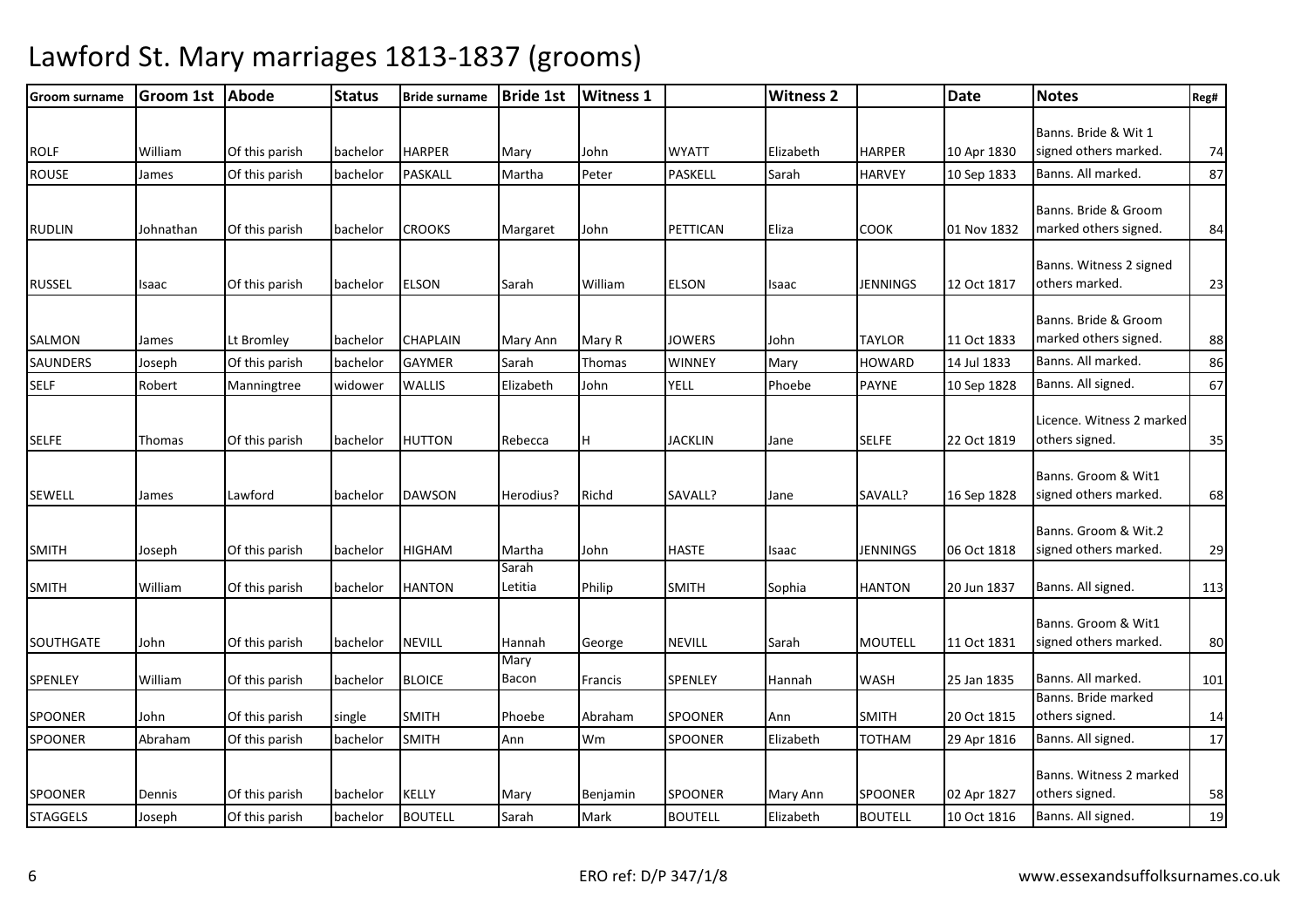# Lawford St. Mary marriages 1813-1837 (grooms)

| Groom surname | Groom 1st | Abode | Status | Bride surname | Bride 1st | Witness 1 | | Witness 2 | | Date | Notes | Reg# |
|---|---|---|---|---|---|---|---|---|---|---|---|---|
| ROLF | William | Of this parish | bachelor | HARPER | Mary | John | WYATT | Elizabeth | HARPER | 10 Apr 1830 | Banns. Bride & Wit 1 signed others marked. | 74 |
| ROUSE | James | Of this parish | bachelor | PASKALL | Martha | Peter | PASKELL | Sarah | HARVEY | 10 Sep 1833 | Banns. All marked. | 87 |
| RUDLIN | Johnathan | Of this parish | bachelor | CROOKS | Margaret | John | PETTICAN | Eliza | COOK | 01 Nov 1832 | Banns. Bride & Groom marked others signed. | 84 |
| RUSSEL | Isaac | Of this parish | bachelor | ELSON | Sarah | William | ELSON | Isaac | JENNINGS | 12 Oct 1817 | Banns. Witness 2 signed others marked. | 23 |
| SALMON | James | Lt Bromley | bachelor | CHAPLAIN | Mary Ann | Mary R | JOWERS | John | TAYLOR | 11 Oct 1833 | Banns. Bride & Groom marked others signed. | 88 |
| SAUNDERS | Joseph | Of this parish | bachelor | GAYMER | Sarah | Thomas | WINNEY | Mary | HOWARD | 14 Jul 1833 | Banns. All marked. | 86 |
| SELF | Robert | Manningtree | widower | WALLIS | Elizabeth | John | YELL | Phoebe | PAYNE | 10 Sep 1828 | Banns. All signed. | 67 |
| SELFE | Thomas | Of this parish | bachelor | HUTTON | Rebecca | H | JACKLIN | Jane | SELFE | 22 Oct 1819 | Licence. Witness 2 marked others signed. | 35 |
| SEWELL | James | Lawford | bachelor | DAWSON | Herodius? | Richd | SAVALL? | Jane | SAVALL? | 16 Sep 1828 | Banns. Groom & Wit1 signed others marked. | 68 |
| SMITH | Joseph | Of this parish | bachelor | HIGHAM | Martha | John | HASTE | Isaac | JENNINGS | 06 Oct 1818 | Banns. Groom & Wit.2 signed others marked. | 29 |
| SMITH | William | Of this parish | bachelor | HANTON | Sarah Letitia | Philip | SMITH | Sophia | HANTON | 20 Jun 1837 | Banns. All signed. | 113 |
| SOUTHGATE | John | Of this parish | bachelor | NEVILL | Hannah | George | NEVILL | Sarah | MOUTELL | 11 Oct 1831 | Banns. Groom & Wit1 signed others marked. | 80 |
| SPENLEY | William | Of this parish | bachelor | BLOICE | Mary Bacon | Francis | SPENLEY | Hannah | WASH | 25 Jan 1835 | Banns. All marked. | 101 |
| SPOONER | John | Of this parish | single | SMITH | Phoebe | Abraham | SPOONER | Ann | SMITH | 20 Oct 1815 | Banns. Bride marked others signed. | 14 |
| SPOONER | Abraham | Of this parish | bachelor | SMITH | Ann | Wm | SPOONER | Elizabeth | TOTHAM | 29 Apr 1816 | Banns. All signed. | 17 |
| SPOONER | Dennis | Of this parish | bachelor | KELLY | Mary | Benjamin | SPOONER | Mary Ann | SPOONER | 02 Apr 1827 | Banns. Witness 2 marked others signed. | 58 |
| STAGGELS | Joseph | Of this parish | bachelor | BOUTELL | Sarah | Mark | BOUTELL | Elizabeth | BOUTELL | 10 Oct 1816 | Banns. All signed. | 19 |

ERO ref: D/P 347/1/8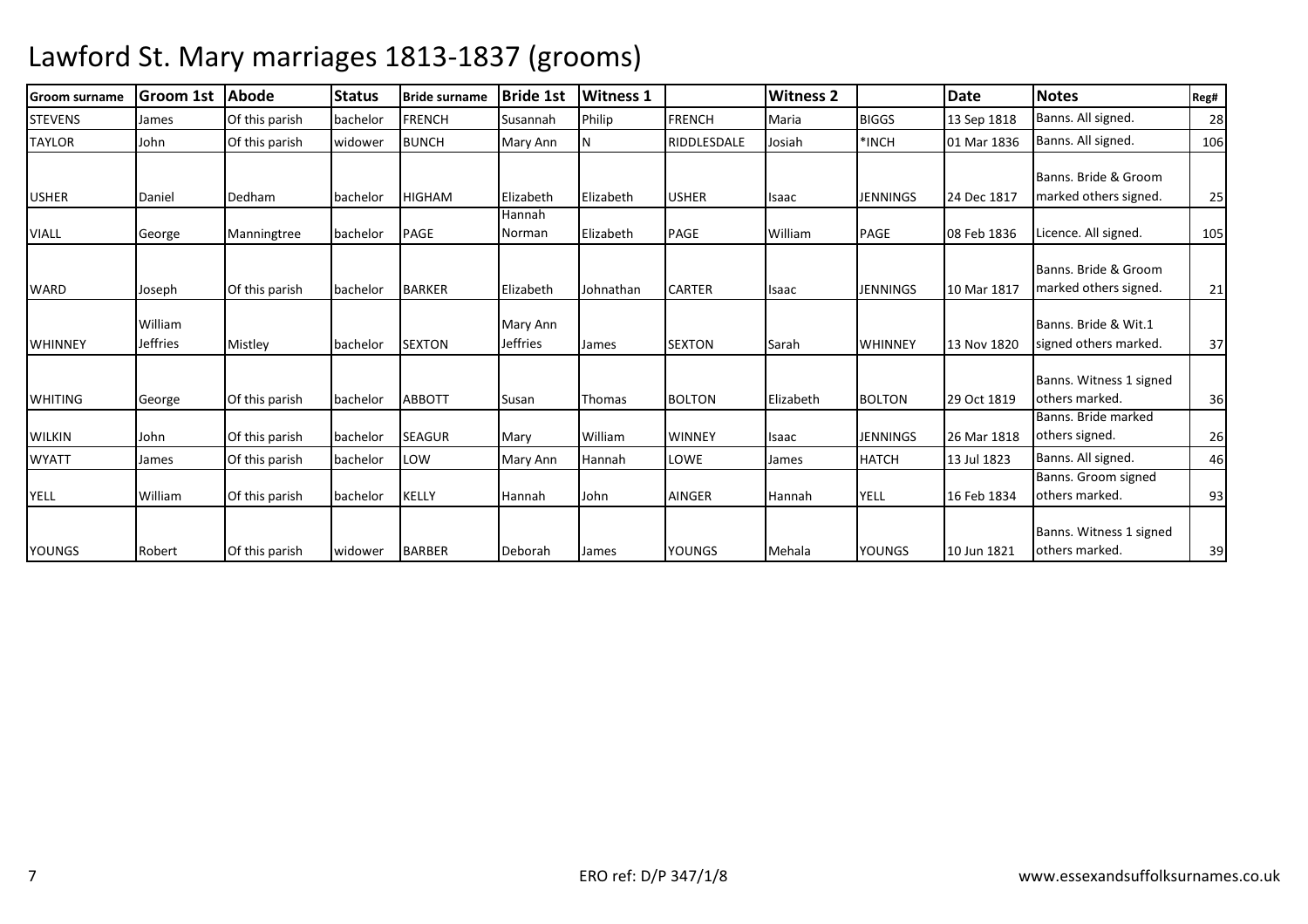# Lawford St. Mary marriages 1813-1837 (grooms)

| Groom surname | Groom 1st | Abode | Status | Bride surname | Bride 1st | Witness 1 | | Witness 2 | | Date | Notes | Reg# |
|---|---|---|---|---|---|---|---|---|---|---|---|---|
| STEVENS | James | Of this parish | bachelor | FRENCH | Susannah | Philip | FRENCH | Maria | BIGGS | 13 Sep 1818 | Banns. All signed. | 28 |
| TAYLOR | John | Of this parish | widower | BUNCH | Mary Ann | N | RIDDLESDALE | Josiah | *INCH | 01 Mar 1836 | Banns. All signed. | 106 |
| USHER | Daniel | Dedham | bachelor | HIGHAM | Elizabeth | Elizabeth | USHER | Isaac | JENNINGS | 24 Dec 1817 | Banns. Bride & Groom marked others signed. | 25 |
| VIALL | George | Manningtree | bachelor | PAGE | Hannah Norman | Elizabeth | PAGE | William | PAGE | 08 Feb 1836 | Licence. All signed. | 105 |
| WARD | Joseph | Of this parish | bachelor | BARKER | Elizabeth | Johnathan | CARTER | Isaac | JENNINGS | 10 Mar 1817 | Banns. Bride & Groom marked others signed. | 21 |
| WHINNEY | William Jeffries | Mistley | bachelor | SEXTON | Mary Ann Jeffries | James | SEXTON | Sarah | WHINNEY | 13 Nov 1820 | Banns. Bride & Wit.1 signed others marked. | 37 |
| WHITING | George | Of this parish | bachelor | ABBOTT | Susan | Thomas | BOLTON | Elizabeth | BOLTON | 29 Oct 1819 | Banns. Witness 1 signed others marked. | 36 |
| WILKIN | John | Of this parish | bachelor | SEAGUR | Mary | William | WINNEY | Isaac | JENNINGS | 26 Mar 1818 | Banns. Bride marked others signed. | 26 |
| WYATT | James | Of this parish | bachelor | LOW | Mary Ann | Hannah | LOWE | James | HATCH | 13 Jul 1823 | Banns. All signed. | 46 |
| YELL | William | Of this parish | bachelor | KELLY | Hannah | John | AINGER | Hannah | YELL | 16 Feb 1834 | Banns. Groom signed others marked. | 93 |
| YOUNGS | Robert | Of this parish | widower | BARBER | Deborah | James | YOUNGS | Mehala | YOUNGS | 10 Jun 1821 | Banns. Witness 1 signed others marked. | 39 |

ERO ref: D/P 347/1/8

www.essexandsuffolksurnames.co.uk